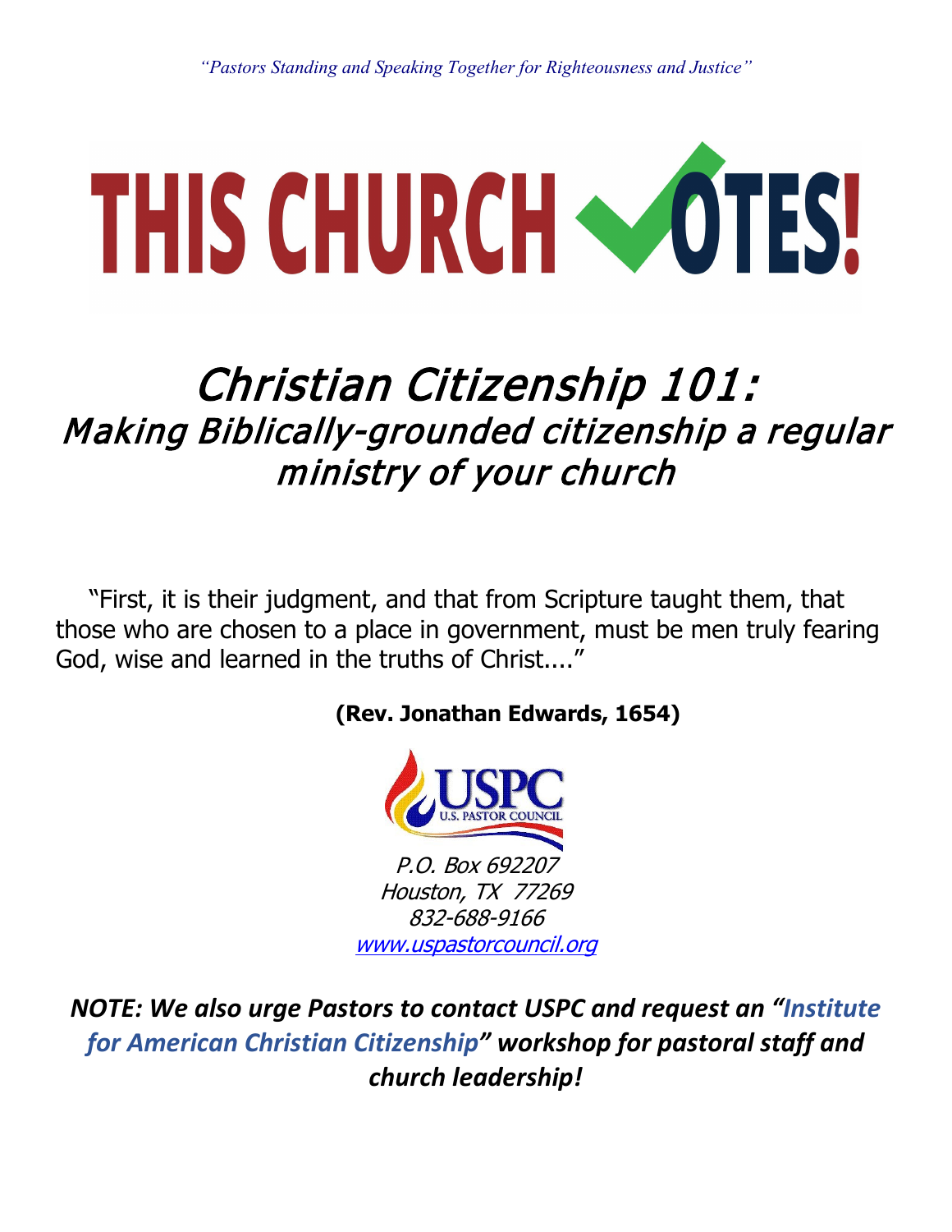*"Pastors Standing and Speaking Together for Righteousness and Justice"*

# THIS CHURCH VOTES!

## *Christian Citizenship 101:*
### *Making Biblically-grounded citizenship a regular ministry of your church*

"First, it is their judgment, and that from Scripture taught them, that those who are chosen to a place in government, must be men truly fearing God, wise and learned in the truths of Christ...."

**(Rev. Jonathan Edwards, 1654)**

USPC
U.S. PASTOR COUNCIL

*P.O. Box 692207*
*Houston, TX 77269*
*832-688-9166*
*www.uspastorcouncil.org*

***NOTE: We also urge Pastors to contact USPC and request an "Institute for American Christian Citizenship" workshop for pastoral staff and church leadership!***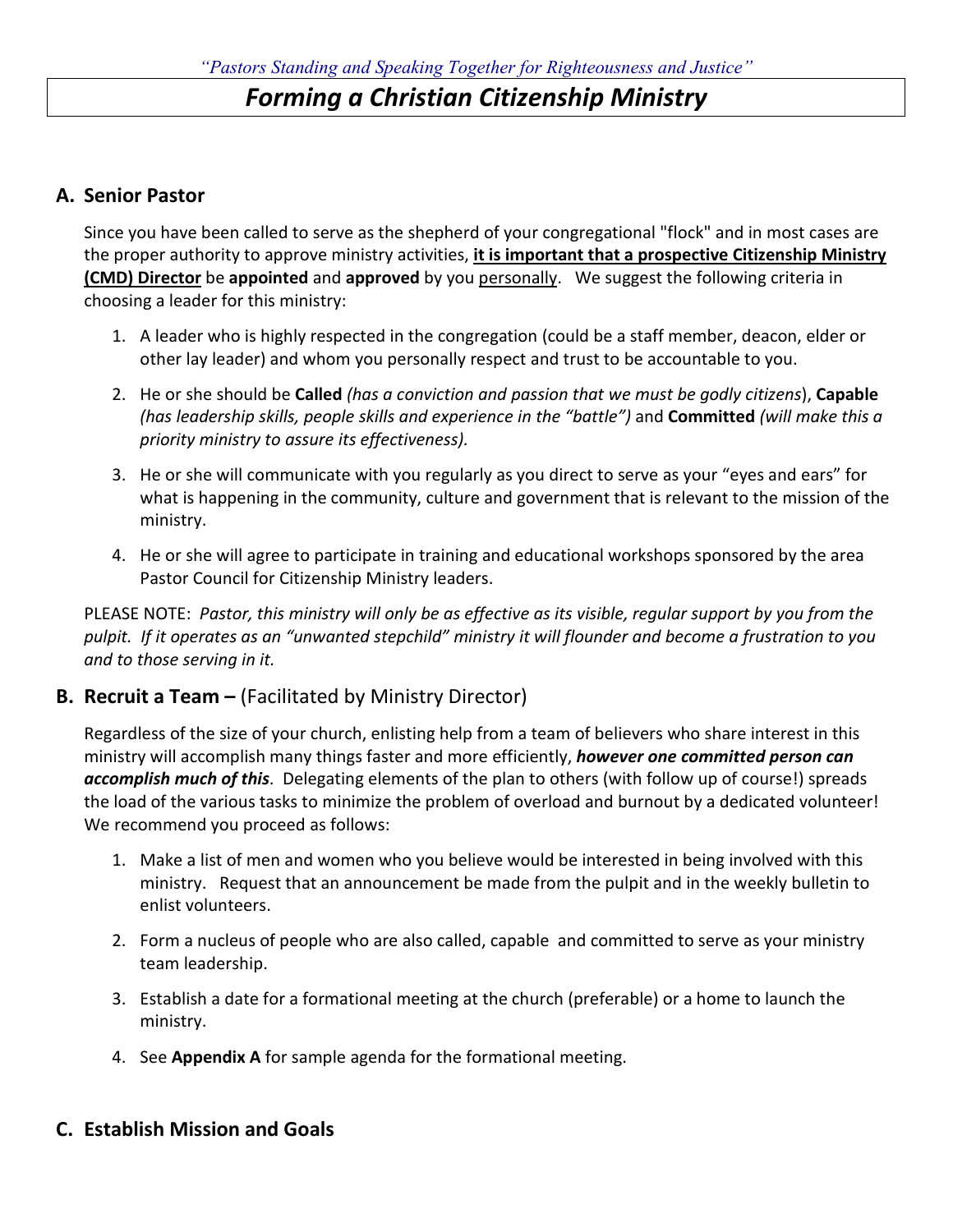*"Pastors Standing and Speaking Together for Righteousness and Justice"*

# *Forming a Christian Citizenship Ministry*

## A. Senior Pastor

Since you have been called to serve as the shepherd of your congregational "flock" and in most cases are the proper authority to approve ministry activities, **it is important that a prospective Citizenship Ministry (CMD) Director** be **appointed** and **approved** by you personally. We suggest the following criteria in choosing a leader for this ministry:

1. A leader who is highly respected in the congregation (could be a staff member, deacon, elder or other lay leader) and whom you personally respect and trust to be accountable to you.
2. He or she should be **Called** *(has a conviction and passion that we must be godly citizens)*, **Capable** *(has leadership skills, people skills and experience in the "battle")* and **Committed** *(will make this a priority ministry to assure its effectiveness).*
3. He or she will communicate with you regularly as you direct to serve as your "eyes and ears" for what is happening in the community, culture and government that is relevant to the mission of the ministry.
4. He or she will agree to participate in training and educational workshops sponsored by the area Pastor Council for Citizenship Ministry leaders.

PLEASE NOTE: *Pastor, this ministry will only be as effective as its visible, regular support by you from the pulpit. If it operates as an "unwanted stepchild" ministry it will flounder and become a frustration to you and to those serving in it.*

## B. Recruit a Team – (Facilitated by Ministry Director)

Regardless of the size of your church, enlisting help from a team of believers who share interest in this ministry will accomplish many things faster and more efficiently, ***however one committed person can accomplish much of this***. Delegating elements of the plan to others (with follow up of course!) spreads the load of the various tasks to minimize the problem of overload and burnout by a dedicated volunteer! We recommend you proceed as follows:

1. Make a list of men and women who you believe would be interested in being involved with this ministry. Request that an announcement be made from the pulpit and in the weekly bulletin to enlist volunteers.
2. Form a nucleus of people who are also called, capable and committed to serve as your ministry team leadership.
3. Establish a date for a formational meeting at the church (preferable) or a home to launch the ministry.
4. See **Appendix A** for sample agenda for the formational meeting.

## C. Establish Mission and Goals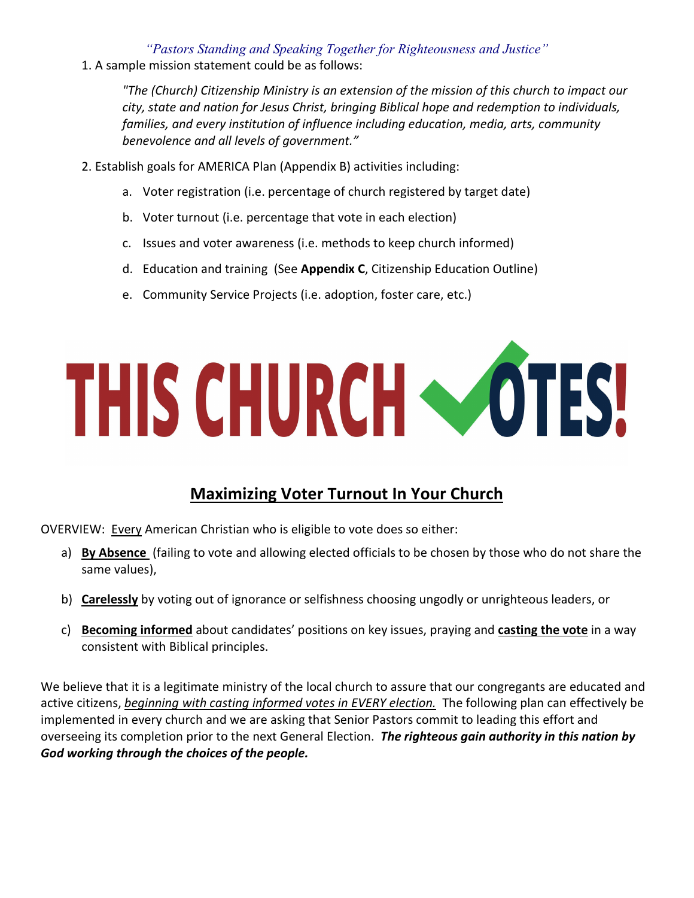*"Pastors Standing and Speaking Together for Righteousness and Justice"*

1. A sample mission statement could be as follows:

   *"The (Church) Citizenship Ministry is an extension of the mission of this church to impact our city, state and nation for Jesus Christ, bringing Biblical hope and redemption to individuals, families, and every institution of influence including education, media, arts, community benevolence and all levels of government."*

2. Establish goals for AMERICA Plan (Appendix B) activities including:

   a. Voter registration (i.e. percentage of church registered by target date)

   b. Voter turnout (i.e. percentage that vote in each election)

   c. Issues and voter awareness (i.e. methods to keep church informed)

   d. Education and training (See **Appendix C**, Citizenship Education Outline)

   e. Community Service Projects (i.e. adoption, foster care, etc.)

# THIS CHURCH VOTES!

## Maximizing Voter Turnout In Your Church

OVERVIEW: Every American Christian who is eligible to vote does so either:

a) **By Absence** (failing to vote and allowing elected officials to be chosen by those who do not share the same values),

b) **Carelessly** by voting out of ignorance or selfishness choosing ungodly or unrighteous leaders, or

c) **Becoming informed** about candidates' positions on key issues, praying and **casting the vote** in a way consistent with Biblical principles.

We believe that it is a legitimate ministry of the local church to assure that our congregants are educated and active citizens, *beginning with casting informed votes in EVERY election.* The following plan can effectively be implemented in every church and we are asking that Senior Pastors commit to leading this effort and overseeing its completion prior to the next General Election. ***The righteous gain authority in this nation by God working through the choices of the people.***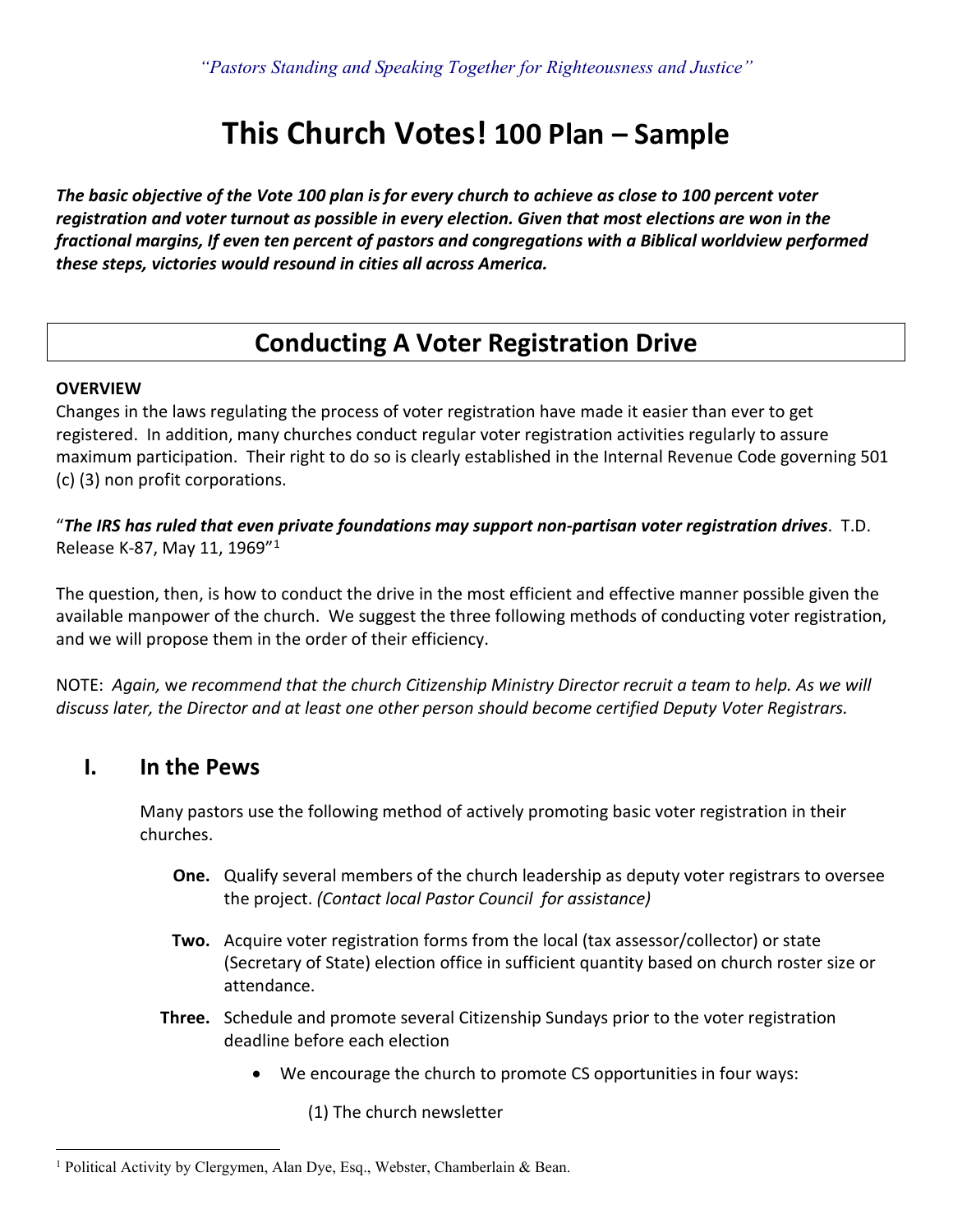*"Pastors Standing and Speaking Together for Righteousness and Justice"*

# This Church Votes! 100 Plan – Sample

***The basic objective of the Vote 100 plan is for every church to achieve as close to 100 percent voter registration and voter turnout as possible in every election. Given that most elections are won in the fractional margins, If even ten percent of pastors and congregations with a Biblical worldview performed these steps, victories would resound in cities all across America.***

## Conducting A Voter Registration Drive

**OVERVIEW**

Changes in the laws regulating the process of voter registration have made it easier than ever to get registered. In addition, many churches conduct regular voter registration activities regularly to assure maximum participation. Their right to do so is clearly established in the Internal Revenue Code governing 501 (c) (3) non profit corporations.

"***The IRS has ruled that even private foundations may support non-partisan voter registration drives***. T.D. Release K-87, May 11, 1969"[1]

The question, then, is how to conduct the drive in the most efficient and effective manner possible given the available manpower of the church. We suggest the three following methods of conducting voter registration, and we will propose them in the order of their efficiency.

NOTE: *Again, we recommend that the church Citizenship Ministry Director recruit a team to help. As we will discuss later, the Director and at least one other person should become certified Deputy Voter Registrars.*

## I. In the Pews

Many pastors use the following method of actively promoting basic voter registration in their churches.

**One.** Qualify several members of the church leadership as deputy voter registrars to oversee the project. *(Contact local Pastor Council for assistance)*

**Two.** Acquire voter registration forms from the local (tax assessor/collector) or state (Secretary of State) election office in sufficient quantity based on church roster size or attendance.

**Three.** Schedule and promote several Citizenship Sundays prior to the voter registration deadline before each election

- We encourage the church to promote CS opportunities in four ways:

  (1) The church newsletter

---

[1] Political Activity by Clergymen, Alan Dye, Esq., Webster, Chamberlain & Bean.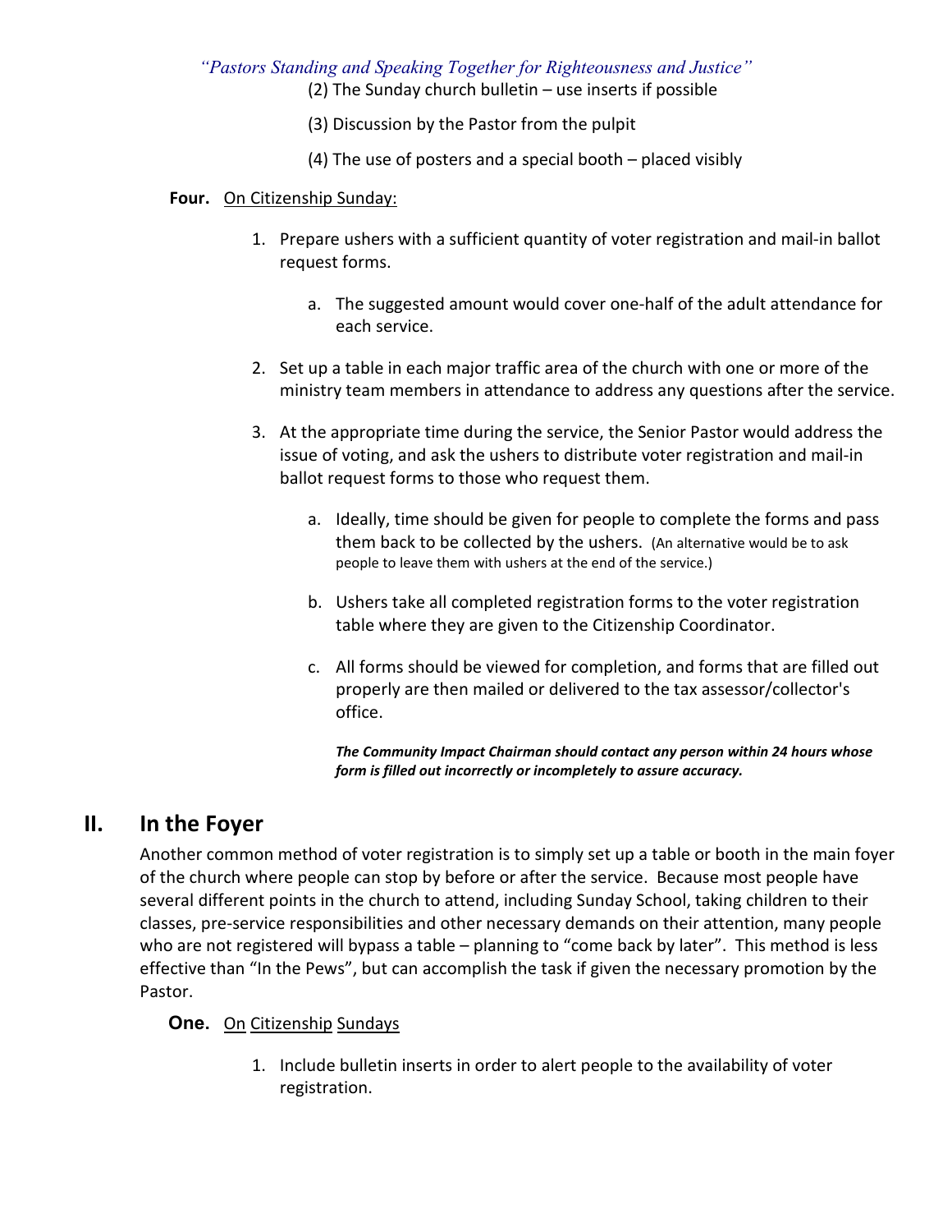(2) The Sunday church bulletin – use inserts if possible

(3) Discussion by the Pastor from the pulpit

(4) The use of posters and a special booth – placed visibly

**Four.** On Citizenship Sunday:

1. Prepare ushers with a sufficient quantity of voter registration and mail-in ballot request forms.
   a. The suggested amount would cover one-half of the adult attendance for each service.
2. Set up a table in each major traffic area of the church with one or more of the ministry team members in attendance to address any questions after the service.
3. At the appropriate time during the service, the Senior Pastor would address the issue of voting, and ask the ushers to distribute voter registration and mail-in ballot request forms to those who request them.
   a. Ideally, time should be given for people to complete the forms and pass them back to be collected by the ushers. (An alternative would be to ask people to leave them with ushers at the end of the service.)
   b. Ushers take all completed registration forms to the voter registration table where they are given to the Citizenship Coordinator.
   c. All forms should be viewed for completion, and forms that are filled out properly are then mailed or delivered to the tax assessor/collector's office.

   ***The Community Impact Chairman should contact any person within 24 hours whose form is filled out incorrectly or incompletely to assure accuracy.***

## II. In the Foyer

Another common method of voter registration is to simply set up a table or booth in the main foyer of the church where people can stop by before or after the service. Because most people have several different points in the church to attend, including Sunday School, taking children to their classes, pre-service responsibilities and other necessary demands on their attention, many people who are not registered will bypass a table – planning to "come back by later". This method is less effective than "In the Pews", but can accomplish the task if given the necessary promotion by the Pastor.

**One.** On Citizenship Sundays

1. Include bulletin inserts in order to alert people to the availability of voter registration.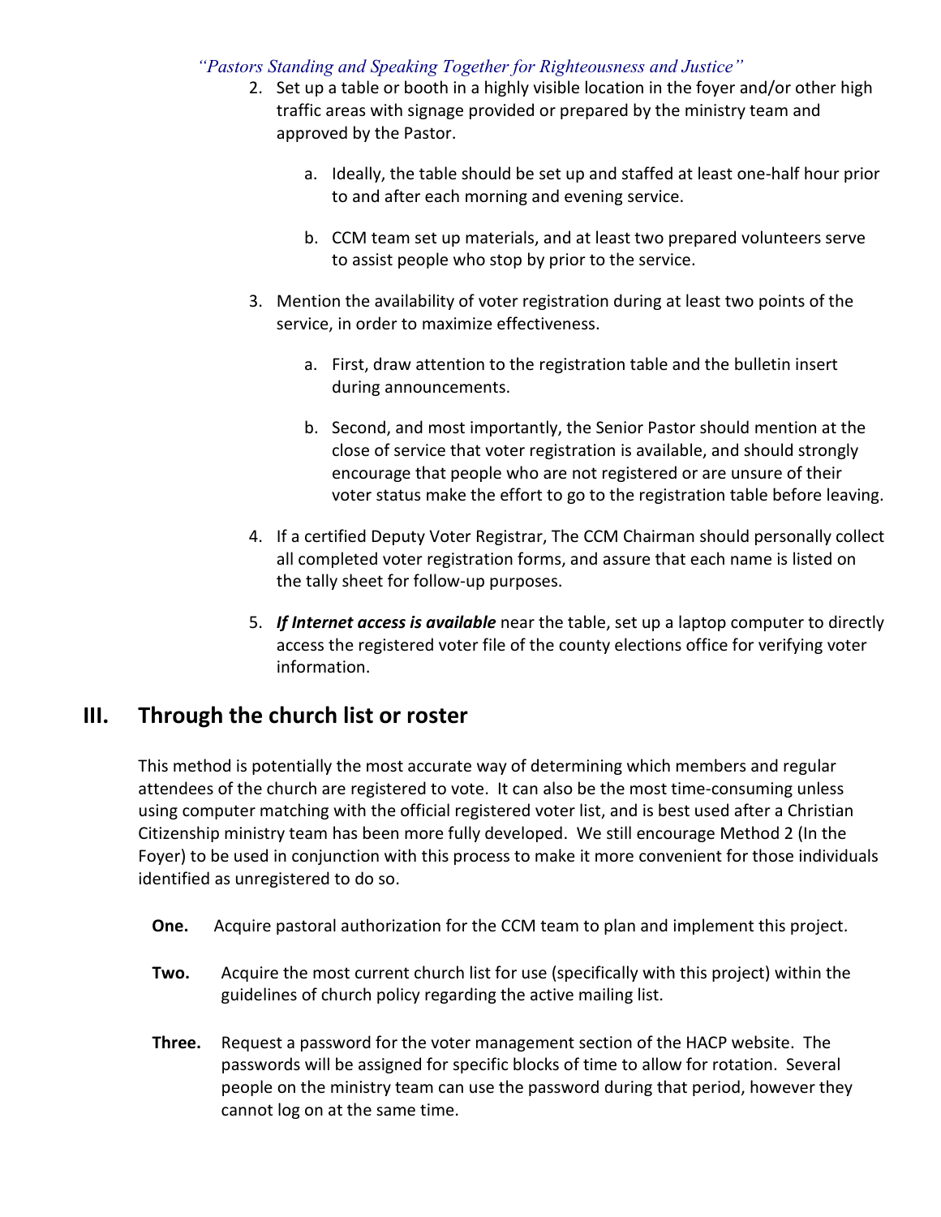2. Set up a table or booth in a highly visible location in the foyer and/or other high traffic areas with signage provided or prepared by the ministry team and approved by the Pastor.

    a. Ideally, the table should be set up and staffed at least one-half hour prior to and after each morning and evening service.

    b. CCM team set up materials, and at least two prepared volunteers serve to assist people who stop by prior to the service.

3. Mention the availability of voter registration during at least two points of the service, in order to maximize effectiveness.

    a. First, draw attention to the registration table and the bulletin insert during announcements.

    b. Second, and most importantly, the Senior Pastor should mention at the close of service that voter registration is available, and should strongly encourage that people who are not registered or are unsure of their voter status make the effort to go to the registration table before leaving.

4. If a certified Deputy Voter Registrar, The CCM Chairman should personally collect all completed voter registration forms, and assure that each name is listed on the tally sheet for follow-up purposes.

5. ***If Internet access is available*** near the table, set up a laptop computer to directly access the registered voter file of the county elections office for verifying voter information.

## III. Through the church list or roster

This method is potentially the most accurate way of determining which members and regular attendees of the church are registered to vote. It can also be the most time-consuming unless using computer matching with the official registered voter list, and is best used after a Christian Citizenship ministry team has been more fully developed. We still encourage Method 2 (In the Foyer) to be used in conjunction with this process to make it more convenient for those individuals identified as unregistered to do so.

**One.** Acquire pastoral authorization for the CCM team to plan and implement this project.

**Two.** Acquire the most current church list for use (specifically with this project) within the guidelines of church policy regarding the active mailing list.

**Three.** Request a password for the voter management section of the HACP website. The passwords will be assigned for specific blocks of time to allow for rotation. Several people on the ministry team can use the password during that period, however they cannot log on at the same time.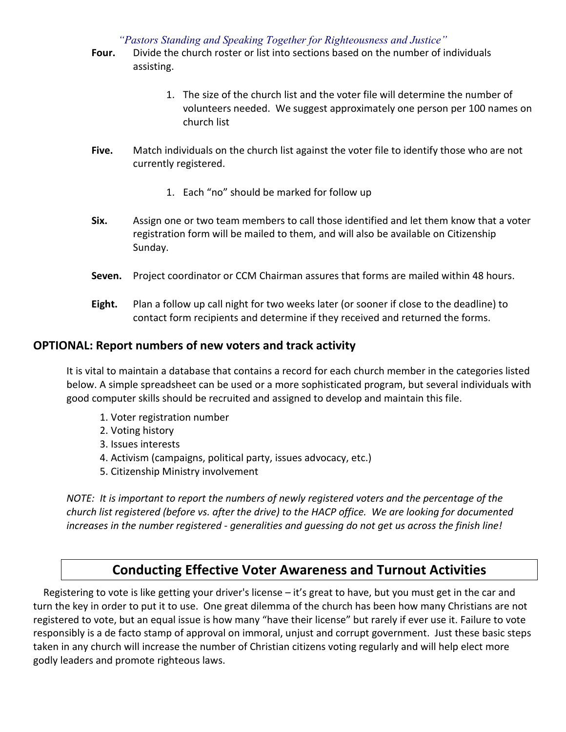**Four.** Divide the church roster or list into sections based on the number of individuals assisting.

1. The size of the church list and the voter file will determine the number of volunteers needed. We suggest approximately one person per 100 names on church list

**Five.** Match individuals on the church list against the voter file to identify those who are not currently registered.

1. Each "no" should be marked for follow up

**Six.** Assign one or two team members to call those identified and let them know that a voter registration form will be mailed to them, and will also be available on Citizenship Sunday.

**Seven.** Project coordinator or CCM Chairman assures that forms are mailed within 48 hours.

**Eight.** Plan a follow up call night for two weeks later (or sooner if close to the deadline) to contact form recipients and determine if they received and returned the forms.

## OPTIONAL: Report numbers of new voters and track activity

It is vital to maintain a database that contains a record for each church member in the categories listed below. A simple spreadsheet can be used or a more sophisticated program, but several individuals with good computer skills should be recruited and assigned to develop and maintain this file.

1. Voter registration number
2. Voting history
3. Issues interests
4. Activism (campaigns, political party, issues advocacy, etc.)
5. Citizenship Ministry involvement

*NOTE: It is important to report the numbers of newly registered voters and the percentage of the church list registered (before vs. after the drive) to the HACP office. We are looking for documented increases in the number registered - generalities and guessing do not get us across the finish line!*

## Conducting Effective Voter Awareness and Turnout Activities

Registering to vote is like getting your driver's license – it's great to have, but you must get in the car and turn the key in order to put it to use. One great dilemma of the church has been how many Christians are not registered to vote, but an equal issue is how many "have their license" but rarely if ever use it. Failure to vote responsibly is a de facto stamp of approval on immoral, unjust and corrupt government. Just these basic steps taken in any church will increase the number of Christian citizens voting regularly and will help elect more godly leaders and promote righteous laws.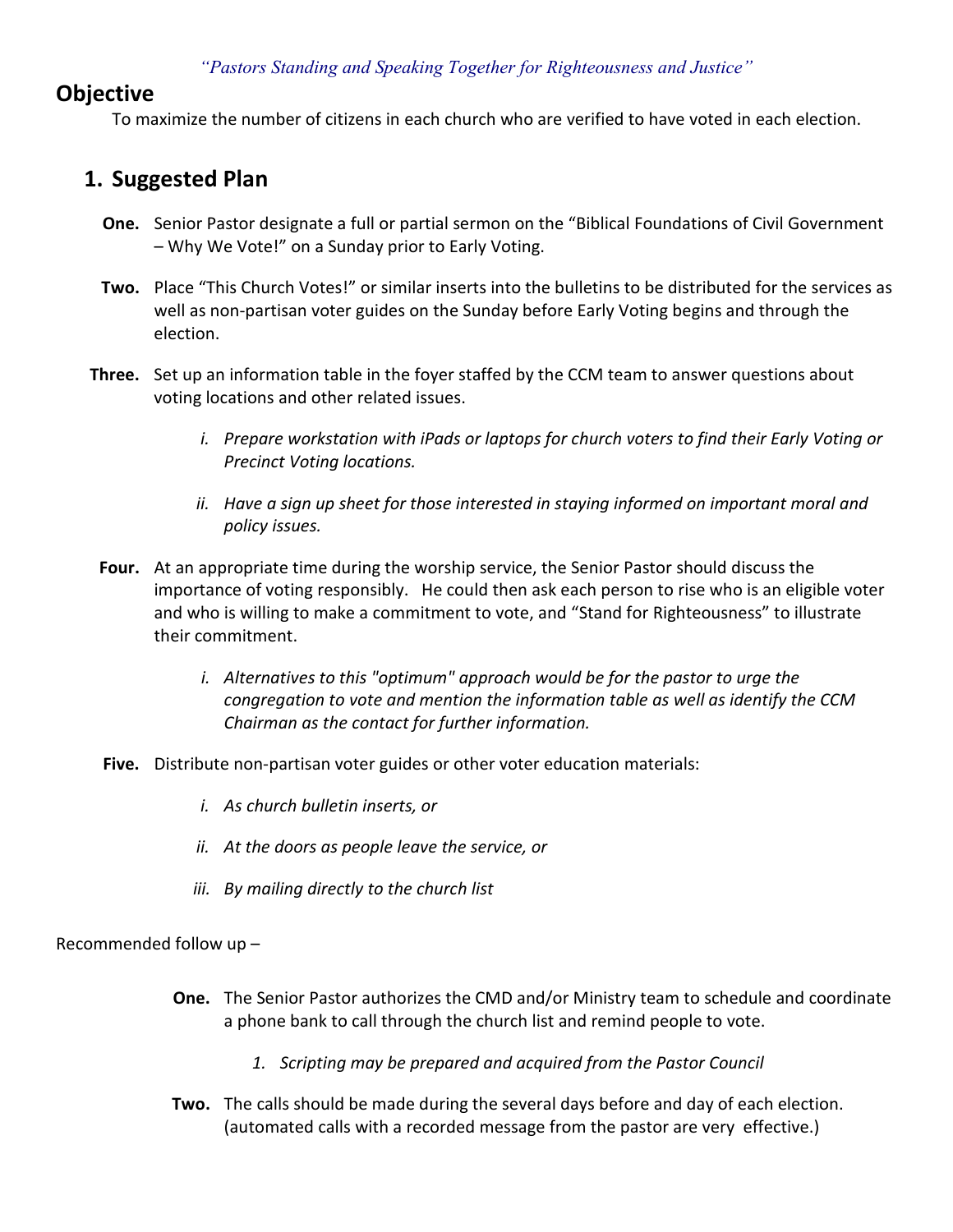*"Pastors Standing and Speaking Together for Righteousness and Justice"*

## Objective

To maximize the number of citizens in each church who are verified to have voted in each election.

## 1. Suggested Plan

**One.** Senior Pastor designate a full or partial sermon on the "Biblical Foundations of Civil Government – Why We Vote!" on a Sunday prior to Early Voting.

**Two.** Place "This Church Votes!" or similar inserts into the bulletins to be distributed for the services as well as non-partisan voter guides on the Sunday before Early Voting begins and through the election.

**Three.** Set up an information table in the foyer staffed by the CCM team to answer questions about voting locations and other related issues.

- *i. Prepare workstation with iPads or laptops for church voters to find their Early Voting or Precinct Voting locations.*
- *ii. Have a sign up sheet for those interested in staying informed on important moral and policy issues.*

**Four.** At an appropriate time during the worship service, the Senior Pastor should discuss the importance of voting responsibly. He could then ask each person to rise who is an eligible voter and who is willing to make a commitment to vote, and "Stand for Righteousness" to illustrate their commitment.

- *i. Alternatives to this "optimum" approach would be for the pastor to urge the congregation to vote and mention the information table as well as identify the CCM Chairman as the contact for further information.*

**Five.** Distribute non-partisan voter guides or other voter education materials:

- *i. As church bulletin inserts, or*
- *ii. At the doors as people leave the service, or*
- *iii. By mailing directly to the church list*

Recommended follow up –

**One.** The Senior Pastor authorizes the CMD and/or Ministry team to schedule and coordinate a phone bank to call through the church list and remind people to vote.

1. *Scripting may be prepared and acquired from the Pastor Council*

**Two.** The calls should be made during the several days before and day of each election. (automated calls with a recorded message from the pastor are very effective.)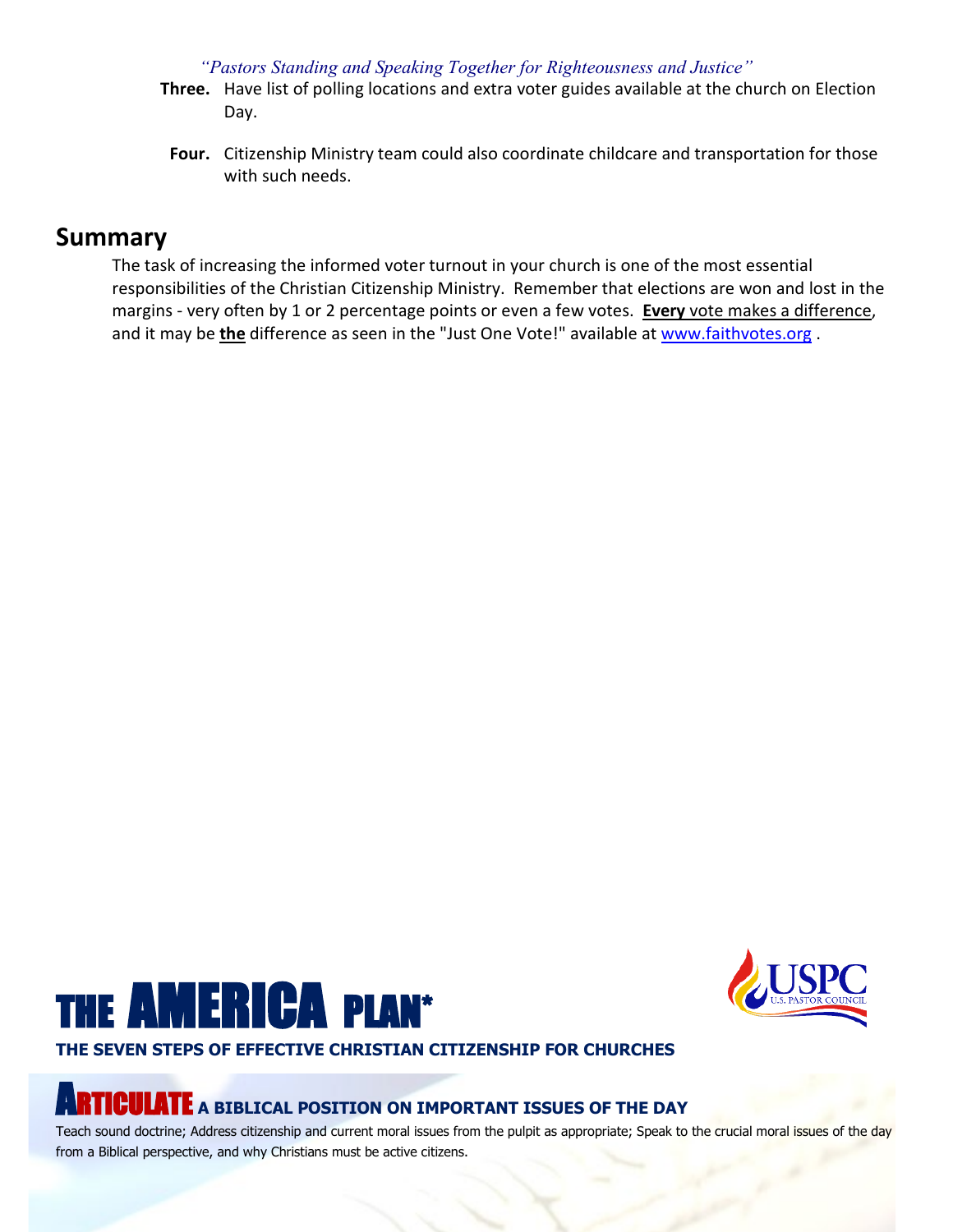**Three.** Have list of polling locations and extra voter guides available at the church on Election Day.

**Four.** Citizenship Ministry team could also coordinate childcare and transportation for those with such needs.

## Summary

The task of increasing the informed voter turnout in your church is one of the most essential responsibilities of the Christian Citizenship Ministry. Remember that elections are won and lost in the margins - very often by 1 or 2 percentage points or even a few votes. **Every** vote makes a difference, and it may be **the** difference as seen in the "Just One Vote!" available at www.faithvotes.org .

# THE AMERICA PLAN*

**THE SEVEN STEPS OF EFFECTIVE CHRISTIAN CITIZENSHIP FOR CHURCHES**

### ARTICULATE A BIBLICAL POSITION ON IMPORTANT ISSUES OF THE DAY

Teach sound doctrine; Address citizenship and current moral issues from the pulpit as appropriate; Speak to the crucial moral issues of the day from a Biblical perspective, and why Christians must be active citizens.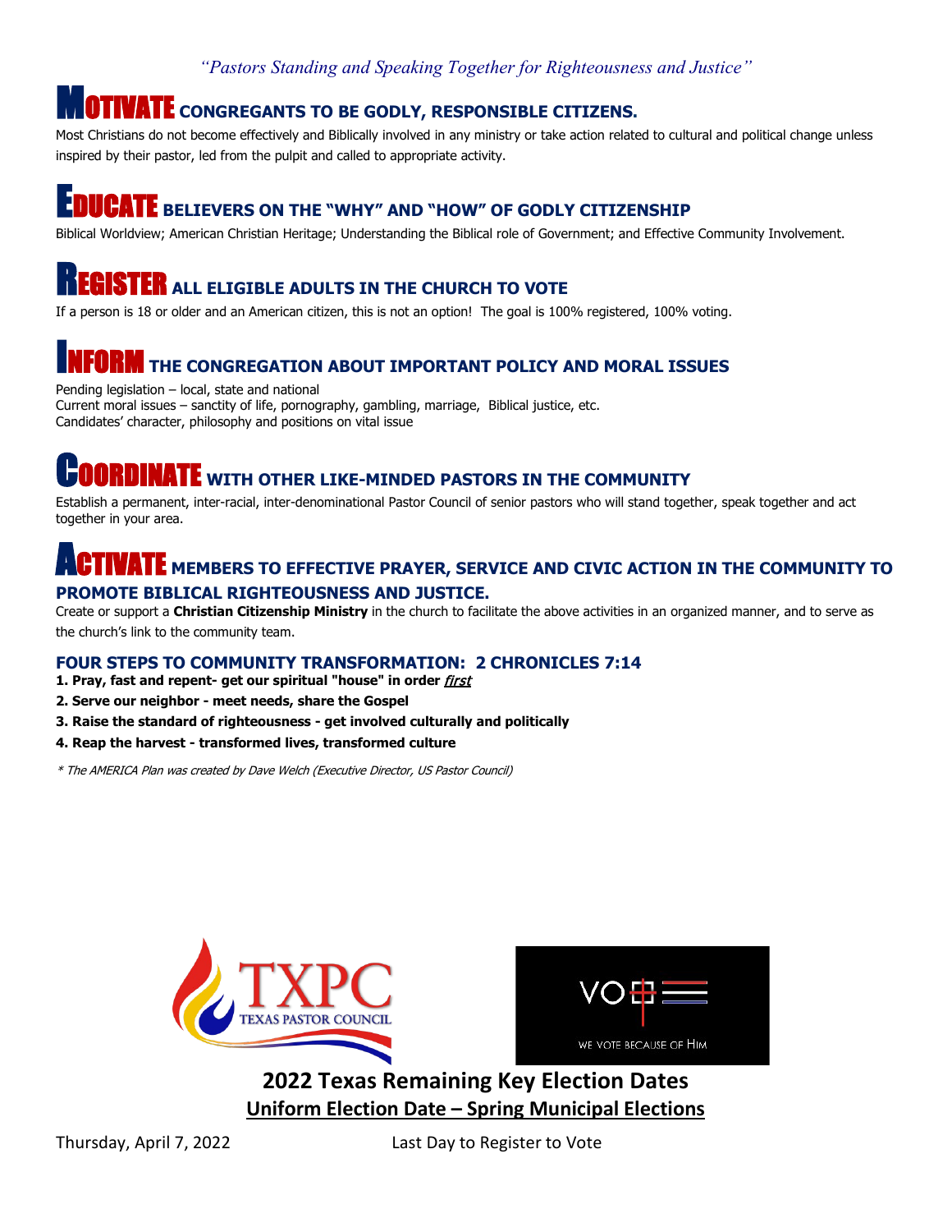*"Pastors Standing and Speaking Together for Righteousness and Justice"*

## MOTIVATE CONGREGANTS TO BE GODLY, RESPONSIBLE CITIZENS.

Most Christians do not become effectively and Biblically involved in any ministry or take action related to cultural and political change unless inspired by their pastor, led from the pulpit and called to appropriate activity.

## EDUCATE BELIEVERS ON THE "WHY" AND "HOW" OF GODLY CITIZENSHIP

Biblical Worldview; American Christian Heritage; Understanding the Biblical role of Government; and Effective Community Involvement.

## REGISTER ALL ELIGIBLE ADULTS IN THE CHURCH TO VOTE

If a person is 18 or older and an American citizen, this is not an option! The goal is 100% registered, 100% voting.

## INFORM THE CONGREGATION ABOUT IMPORTANT POLICY AND MORAL ISSUES

Pending legislation – local, state and national
Current moral issues – sanctity of life, pornography, gambling, marriage, Biblical justice, etc.
Candidates' character, philosophy and positions on vital issue

## COORDINATE WITH OTHER LIKE-MINDED PASTORS IN THE COMMUNITY

Establish a permanent, inter-racial, inter-denominational Pastor Council of senior pastors who will stand together, speak together and act together in your area.

## ACTIVATE MEMBERS TO EFFECTIVE PRAYER, SERVICE AND CIVIC ACTION IN THE COMMUNITY TO PROMOTE BIBLICAL RIGHTEOUSNESS AND JUSTICE.

Create or support a **Christian Citizenship Ministry** in the church to facilitate the above activities in an organized manner, and to serve as the church's link to the community team.

### FOUR STEPS TO COMMUNITY TRANSFORMATION: 2 CHRONICLES 7:14

1. **Pray, fast and repent- get our spiritual "house" in order *first***
2. **Serve our neighbor - meet needs, share the Gospel**
3. **Raise the standard of righteousness - get involved culturally and politically**
4. **Reap the harvest - transformed lives, transformed culture**

*\* The AMERICA Plan was created by Dave Welch (Executive Director, US Pastor Council)*

TXPC TEXAS PASTOR COUNCIL

VOTE — WE VOTE BECAUSE OF HIM

## 2022 Texas Remaining Key Election Dates

**Uniform Election Date – Spring Municipal Elections**

| Thursday, April 7, 2022 | Last Day to Register to Vote |
| --- | --- |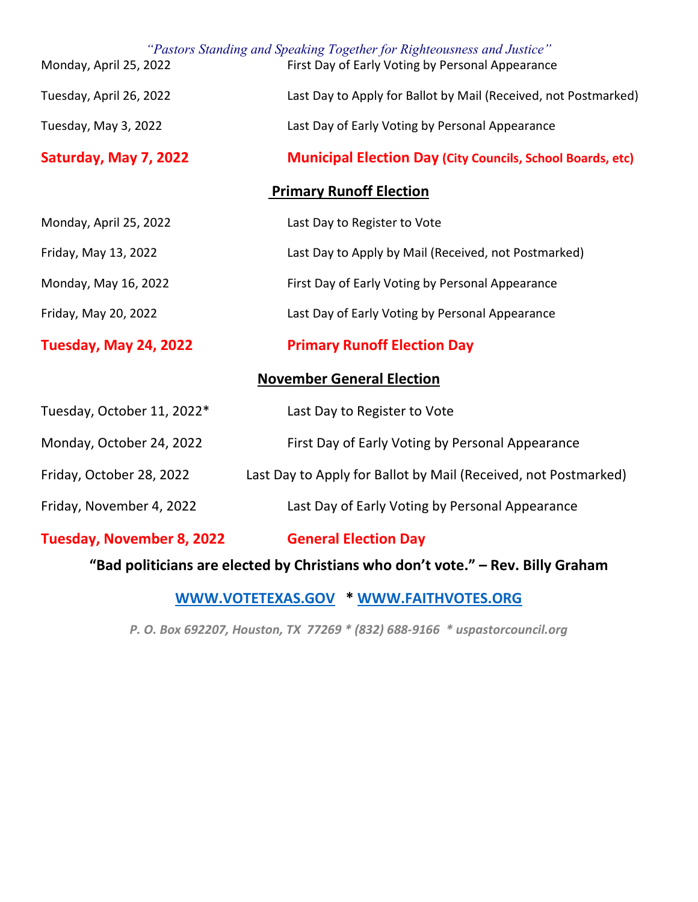*"Pastors Standing and Speaking Together for Righteousness and Justice"*

| | |
|---|---|
| Monday, April 25, 2022 | First Day of Early Voting by Personal Appearance |
| Tuesday, April 26, 2022 | Last Day to Apply for Ballot by Mail (Received, not Postmarked) |
| Tuesday, May 3, 2022 | Last Day of Early Voting by Personal Appearance |
| **Saturday, May 7, 2022** | **Municipal Election Day (City Councils, School Boards, etc)** |

## Primary Runoff Election

| | |
|---|---|
| Monday, April 25, 2022 | Last Day to Register to Vote |
| Friday, May 13, 2022 | Last Day to Apply by Mail (Received, not Postmarked) |
| Monday, May 16, 2022 | First Day of Early Voting by Personal Appearance |
| Friday, May 20, 2022 | Last Day of Early Voting by Personal Appearance |
| **Tuesday, May 24, 2022** | **Primary Runoff Election Day** |

## November General Election

| | |
|---|---|
| Tuesday, October 11, 2022* | Last Day to Register to Vote |
| Monday, October 24, 2022 | First Day of Early Voting by Personal Appearance |
| Friday, October 28, 2022 | Last Day to Apply for Ballot by Mail (Received, not Postmarked) |
| Friday, November 4, 2022 | Last Day of Early Voting by Personal Appearance |
| **Tuesday, November 8, 2022** | **General Election Day** |

**"Bad politicians are elected by Christians who don't vote." – Rev. Billy Graham**

**WWW.VOTETEXAS.GOV * WWW.FAITHVOTES.ORG**

*P. O. Box 692207, Houston, TX 77269 * (832) 688-9166 * uspastorcouncil.org*